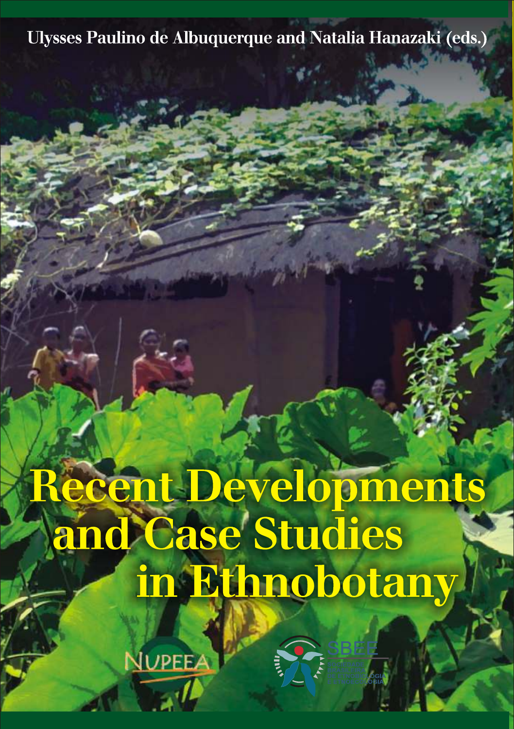Ulysses Paulino de Albuquerque and Natalia Hanazaki (eds.)

# Recent Developments and Case Studies in Ethnobotany

NUPEEA

SBEE

SOCIEDADE BRASILEIRA DE ETNOBIOLOGIA E ETNOECOLOGIA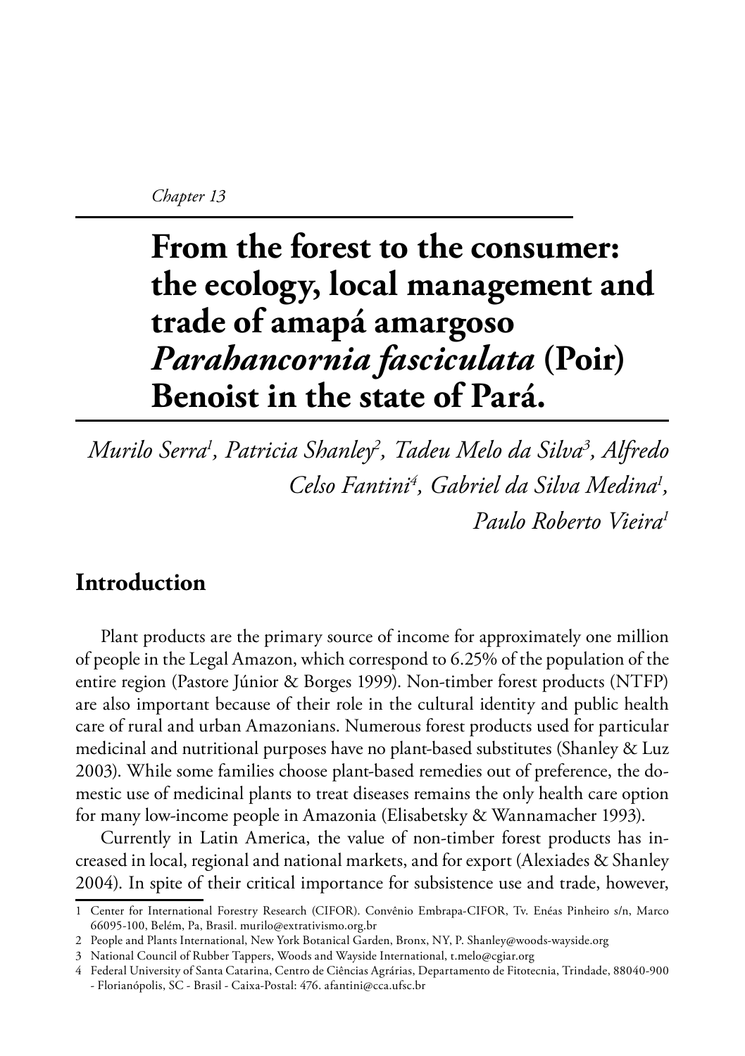*Chapter 13*

# From the forest to the consumer: the ecology, local management and trade of amapá amargoso *Parahancornia fasciculata* (Poir) Benoist in the state of Pará.

*Murilo Serra[1], Patricia Shanley[2], Tadeu Melo da Silva[3], Alfredo Celso Fantini[4], Gabriel da Silva Medina[1], Paulo Roberto Vieira[1]*

## Introduction

Plant products are the primary source of income for approximately one million of people in the Legal Amazon, which correspond to 6.25% of the population of the entire region (Pastore Júnior & Borges 1999). Non-timber forest products (NTFP) are also important because of their role in the cultural identity and public health care of rural and urban Amazonians. Numerous forest products used for particular medicinal and nutritional purposes have no plant-based substitutes (Shanley & Luz 2003). While some families choose plant-based remedies out of preference, the domestic use of medicinal plants to treat diseases remains the only health care option for many low-income people in Amazonia (Elisabetsky & Wannamacher 1993).

Currently in Latin America, the value of non-timber forest products has increased in local, regional and national markets, and for export (Alexiades & Shanley 2004). In spite of their critical importance for subsistence use and trade, however,

1 Center for International Forestry Research (CIFOR). Convênio Embrapa-CIFOR, Tv. Enéas Pinheiro s/n, Marco 66095-100, Belém, Pa, Brasil. murilo@extrativismo.org.br

2 People and Plants International, New York Botanical Garden, Bronx, NY, P. Shanley@woods-wayside.org

3 National Council of Rubber Tappers, Woods and Wayside International, t.melo@cgiar.org

4 Federal University of Santa Catarina, Centro de Ciências Agrárias, Departamento de Fitotecnia, Trindade, 88040-900 - Florianópolis, SC - Brasil - Caixa-Postal: 476. afantini@cca.ufsc.br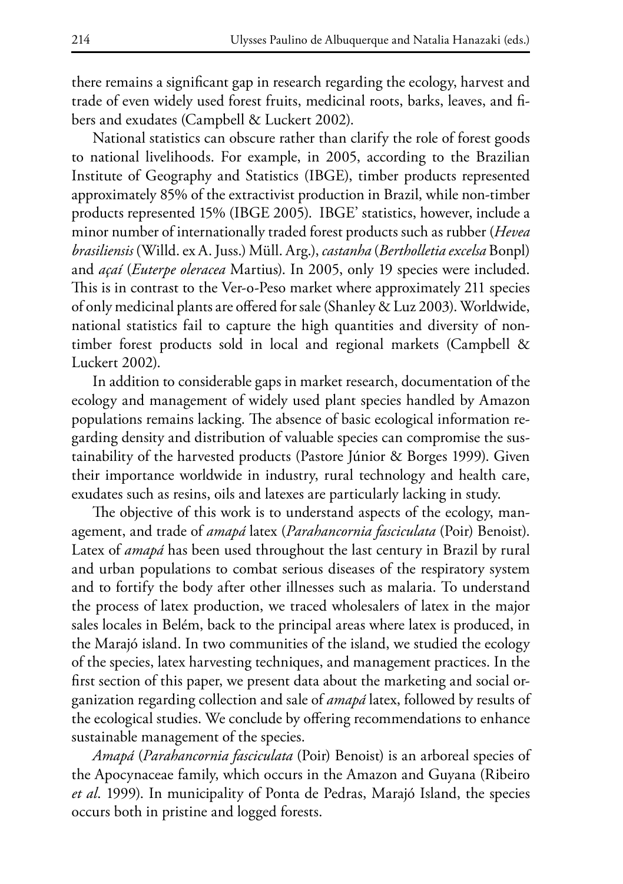there remains a significant gap in research regarding the ecology, harvest and trade of even widely used forest fruits, medicinal roots, barks, leaves, and fibers and exudates (Campbell & Luckert 2002).

National statistics can obscure rather than clarify the role of forest goods to national livelihoods. For example, in 2005, according to the Brazilian Institute of Geography and Statistics (IBGE), timber products represented approximately 85% of the extractivist production in Brazil, while non-timber products represented 15% (IBGE 2005). IBGE' statistics, however, include a minor number of internationally traded forest products such as rubber (*Hevea brasiliensis* (Willd. ex A. Juss.) Müll. Arg.), *castanha* (*Bertholletia excelsa* Bonpl) and *açaí* (*Euterpe oleracea* Martius). In 2005, only 19 species were included. This is in contrast to the Ver-o-Peso market where approximately 211 species of only medicinal plants are offered for sale (Shanley & Luz 2003). Worldwide, national statistics fail to capture the high quantities and diversity of non-timber forest products sold in local and regional markets (Campbell & Luckert 2002).

In addition to considerable gaps in market research, documentation of the ecology and management of widely used plant species handled by Amazon populations remains lacking. The absence of basic ecological information regarding density and distribution of valuable species can compromise the sustainability of the harvested products (Pastore Júnior & Borges 1999). Given their importance worldwide in industry, rural technology and health care, exudates such as resins, oils and latexes are particularly lacking in study.

The objective of this work is to understand aspects of the ecology, management, and trade of *amapá* latex (*Parahancornia fasciculata* (Poir) Benoist). Latex of *amapá* has been used throughout the last century in Brazil by rural and urban populations to combat serious diseases of the respiratory system and to fortify the body after other illnesses such as malaria. To understand the process of latex production, we traced wholesalers of latex in the major sales locales in Belém, back to the principal areas where latex is produced, in the Marajó island. In two communities of the island, we studied the ecology of the species, latex harvesting techniques, and management practices. In the first section of this paper, we present data about the marketing and social organization regarding collection and sale of *amapá* latex, followed by results of the ecological studies. We conclude by offering recommendations to enhance sustainable management of the species.

*Amapá* (*Parahancornia fasciculata* (Poir) Benoist) is an arboreal species of the Apocynaceae family, which occurs in the Amazon and Guyana (Ribeiro *et al*. 1999). In municipality of Ponta de Pedras, Marajó Island, the species occurs both in pristine and logged forests.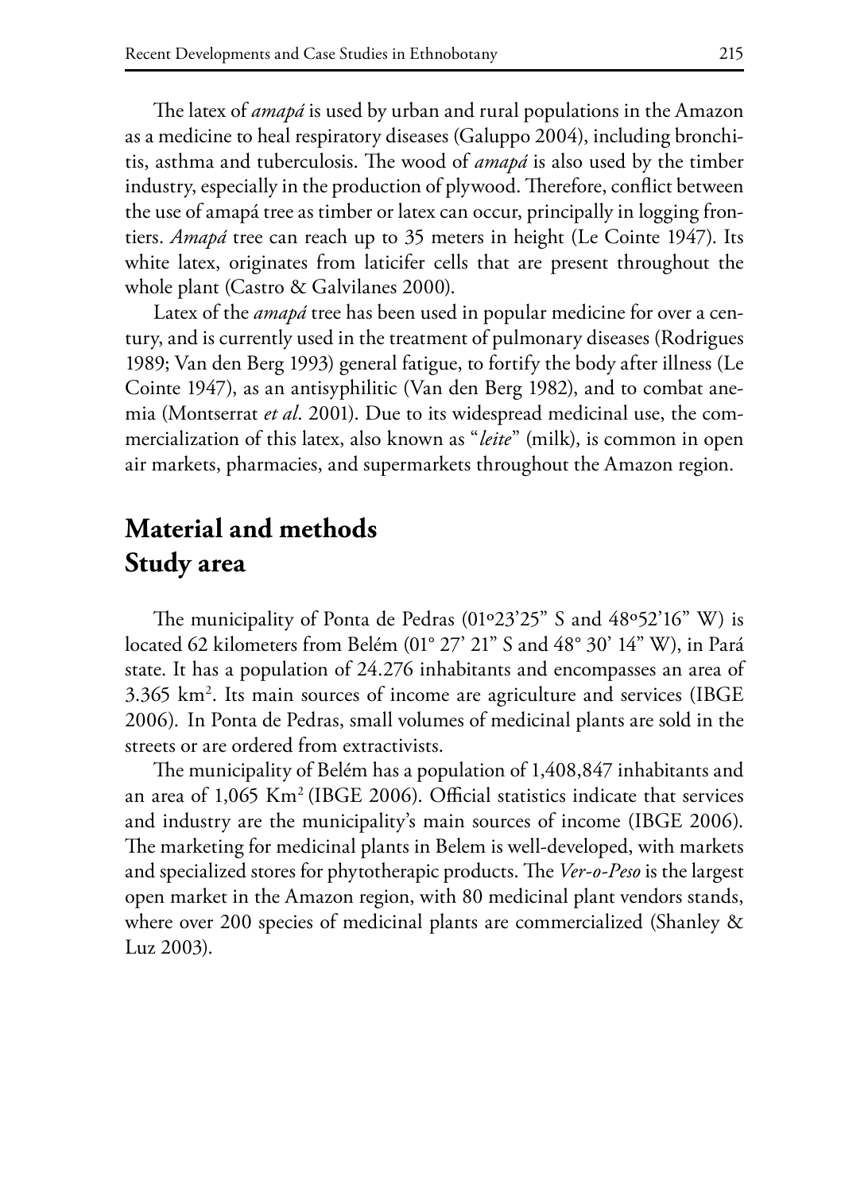The latex of *amapá* is used by urban and rural populations in the Amazon as a medicine to heal respiratory diseases (Galuppo 2004), including bronchitis, asthma and tuberculosis. The wood of *amapá* is also used by the timber industry, especially in the production of plywood. Therefore, conflict between the use of amapá tree as timber or latex can occur, principally in logging frontiers. *Amapá* tree can reach up to 35 meters in height (Le Cointe 1947). Its white latex, originates from laticifer cells that are present throughout the whole plant (Castro & Galvilanes 2000).

Latex of the *amapá* tree has been used in popular medicine for over a century, and is currently used in the treatment of pulmonary diseases (Rodrigues 1989; Van den Berg 1993) general fatigue, to fortify the body after illness (Le Cointe 1947), as an antisyphilitic (Van den Berg 1982), and to combat anemia (Montserrat *et al*. 2001). Due to its widespread medicinal use, the commercialization of this latex, also known as "*leite*" (milk), is common in open air markets, pharmacies, and supermarkets throughout the Amazon region.

## Material and methods

## Study area

The municipality of Ponta de Pedras (01º23'25" S and 48º52'16" W) is located 62 kilometers from Belém (01° 27' 21" S and 48° 30' 14" W), in Pará state. It has a population of 24.276 inhabitants and encompasses an area of 3.365 km$^2$. Its main sources of income are agriculture and services (IBGE 2006). In Ponta de Pedras, small volumes of medicinal plants are sold in the streets or are ordered from extractivists.

The municipality of Belém has a population of 1,408,847 inhabitants and an area of 1,065 Km$^2$ (IBGE 2006). Official statistics indicate that services and industry are the municipality's main sources of income (IBGE 2006). The marketing for medicinal plants in Belem is well-developed, with markets and specialized stores for phytotherapic products. The *Ver-o-Peso* is the largest open market in the Amazon region, with 80 medicinal plant vendors stands, where over 200 species of medicinal plants are commercialized (Shanley & Luz 2003).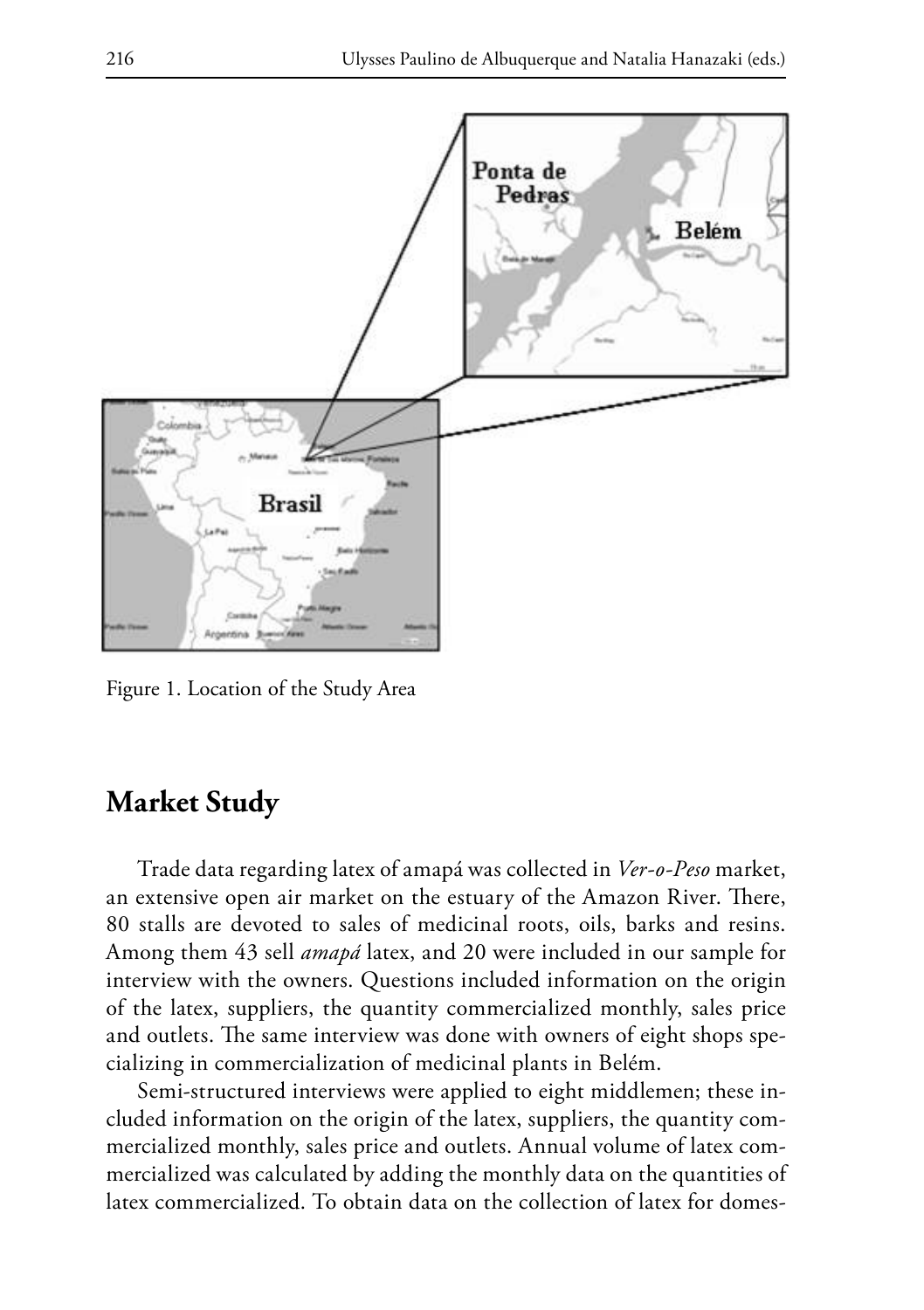Figure 1. Location of the Study Area

## Market Study

Trade data regarding latex of amapá was collected in *Ver-o-Peso* market, an extensive open air market on the estuary of the Amazon River. There, 80 stalls are devoted to sales of medicinal roots, oils, barks and resins. Among them 43 sell *amapá* latex, and 20 were included in our sample for interview with the owners. Questions included information on the origin of the latex, suppliers, the quantity commercialized monthly, sales price and outlets. The same interview was done with owners of eight shops specializing in commercialization of medicinal plants in Belém.

Semi-structured interviews were applied to eight middlemen; these included information on the origin of the latex, suppliers, the quantity commercialized monthly, sales price and outlets. Annual volume of latex commercialized was calculated by adding the monthly data on the quantities of latex commercialized. To obtain data on the collection of latex for domes-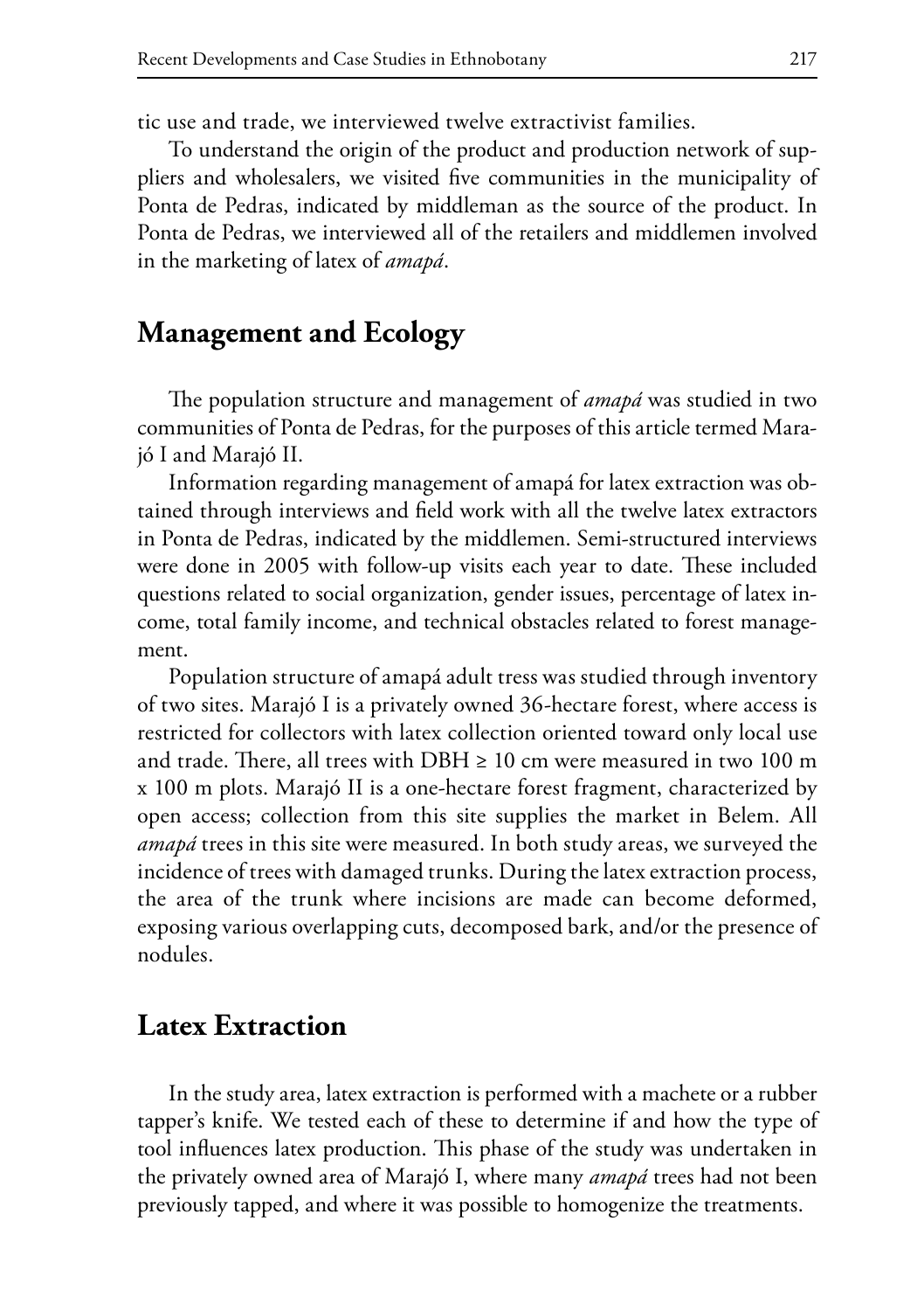tic use and trade, we interviewed twelve extractivist families.

To understand the origin of the product and production network of suppliers and wholesalers, we visited five communities in the municipality of Ponta de Pedras, indicated by middleman as the source of the product. In Ponta de Pedras, we interviewed all of the retailers and middlemen involved in the marketing of latex of *amapá*.

## Management and Ecology

The population structure and management of *amapá* was studied in two communities of Ponta de Pedras, for the purposes of this article termed Marajó I and Marajó II.

Information regarding management of amapá for latex extraction was obtained through interviews and field work with all the twelve latex extractors in Ponta de Pedras, indicated by the middlemen. Semi-structured interviews were done in 2005 with follow-up visits each year to date. These included questions related to social organization, gender issues, percentage of latex income, total family income, and technical obstacles related to forest management.

Population structure of amapá adult tress was studied through inventory of two sites. Marajó I is a privately owned 36-hectare forest, where access is restricted for collectors with latex collection oriented toward only local use and trade. There, all trees with DBH ≥ 10 cm were measured in two 100 m x 100 m plots. Marajó II is a one-hectare forest fragment, characterized by open access; collection from this site supplies the market in Belem. All *amapá* trees in this site were measured. In both study areas, we surveyed the incidence of trees with damaged trunks. During the latex extraction process, the area of the trunk where incisions are made can become deformed, exposing various overlapping cuts, decomposed bark, and/or the presence of nodules.

## Latex Extraction

In the study area, latex extraction is performed with a machete or a rubber tapper's knife. We tested each of these to determine if and how the type of tool influences latex production. This phase of the study was undertaken in the privately owned area of Marajó I, where many *amapá* trees had not been previously tapped, and where it was possible to homogenize the treatments.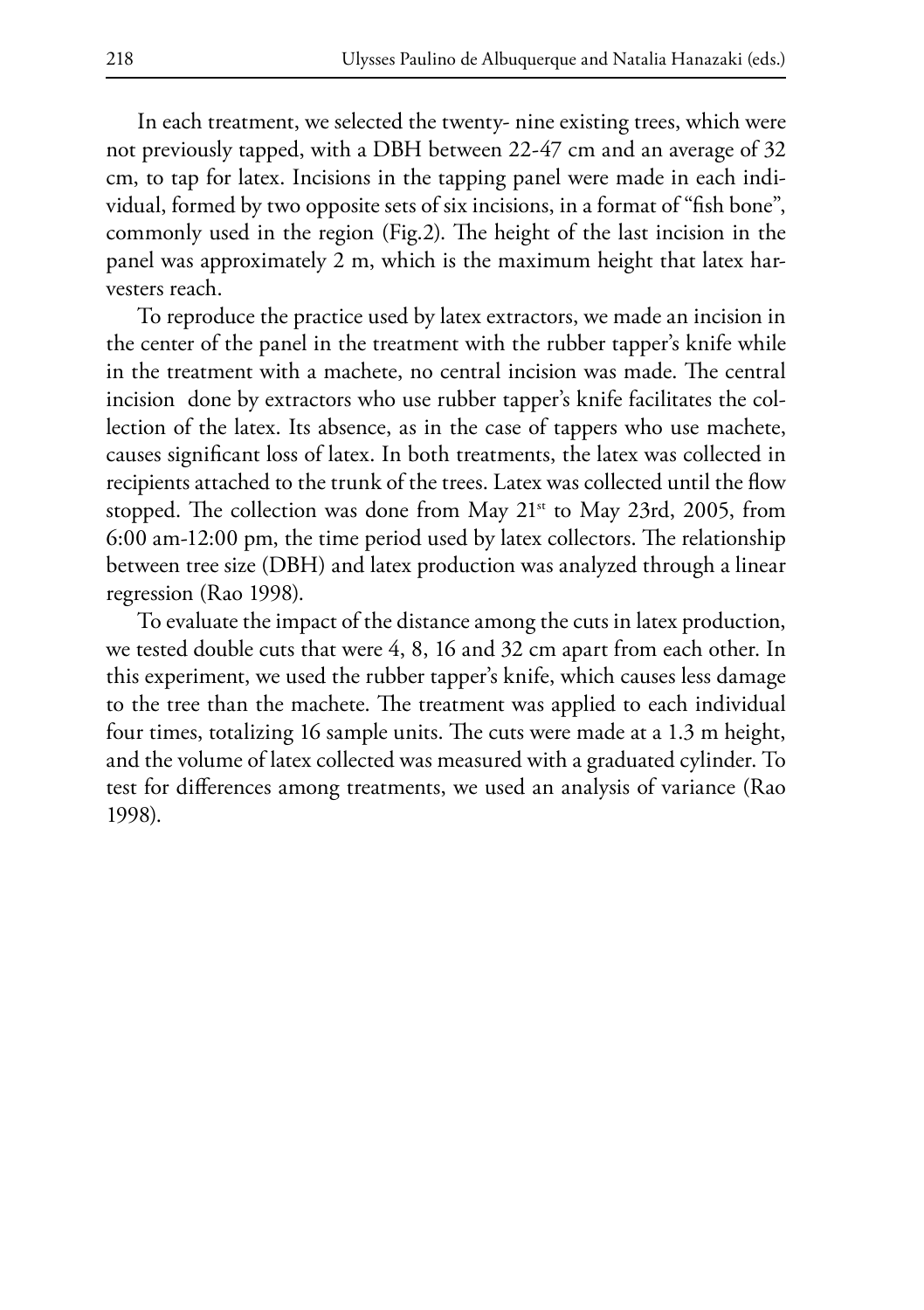In each treatment, we selected the twenty- nine existing trees, which were not previously tapped, with a DBH between 22-47 cm and an average of 32 cm, to tap for latex. Incisions in the tapping panel were made in each individual, formed by two opposite sets of six incisions, in a format of "fish bone", commonly used in the region (Fig.2). The height of the last incision in the panel was approximately 2 m, which is the maximum height that latex harvesters reach.

To reproduce the practice used by latex extractors, we made an incision in the center of the panel in the treatment with the rubber tapper's knife while in the treatment with a machete, no central incision was made. The central incision done by extractors who use rubber tapper's knife facilitates the collection of the latex. Its absence, as in the case of tappers who use machete, causes significant loss of latex. In both treatments, the latex was collected in recipients attached to the trunk of the trees. Latex was collected until the flow stopped. The collection was done from May 21st to May 23rd, 2005, from 6:00 am-12:00 pm, the time period used by latex collectors. The relationship between tree size (DBH) and latex production was analyzed through a linear regression (Rao 1998).

To evaluate the impact of the distance among the cuts in latex production, we tested double cuts that were 4, 8, 16 and 32 cm apart from each other. In this experiment, we used the rubber tapper's knife, which causes less damage to the tree than the machete. The treatment was applied to each individual four times, totalizing 16 sample units. The cuts were made at a 1.3 m height, and the volume of latex collected was measured with a graduated cylinder. To test for differences among treatments, we used an analysis of variance (Rao 1998).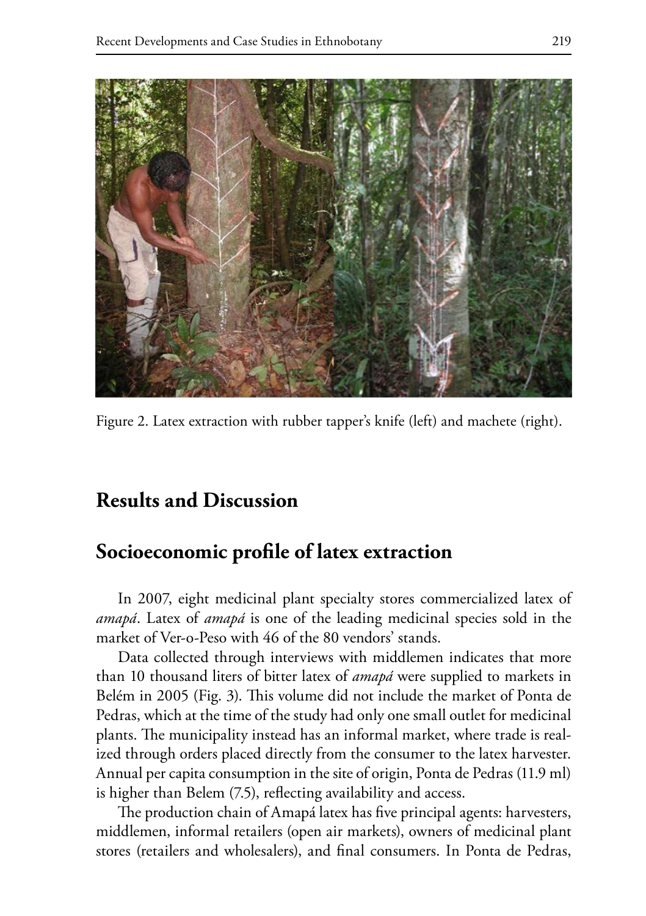Figure 2. Latex extraction with rubber tapper's knife (left) and machete (right).

## Results and Discussion

## Socioeconomic profile of latex extraction

In 2007, eight medicinal plant specialty stores commercialized latex of *amapá*. Latex of *amapá* is one of the leading medicinal species sold in the market of Ver-o-Peso with 46 of the 80 vendors' stands.

Data collected through interviews with middlemen indicates that more than 10 thousand liters of bitter latex of *amapá* were supplied to markets in Belém in 2005 (Fig. 3). This volume did not include the market of Ponta de Pedras, which at the time of the study had only one small outlet for medicinal plants. The municipality instead has an informal market, where trade is realized through orders placed directly from the consumer to the latex harvester. Annual per capita consumption in the site of origin, Ponta de Pedras (11.9 ml) is higher than Belem (7.5), reflecting availability and access.

The production chain of Amapá latex has five principal agents: harvesters, middlemen, informal retailers (open air markets), owners of medicinal plant stores (retailers and wholesalers), and final consumers. In Ponta de Pedras,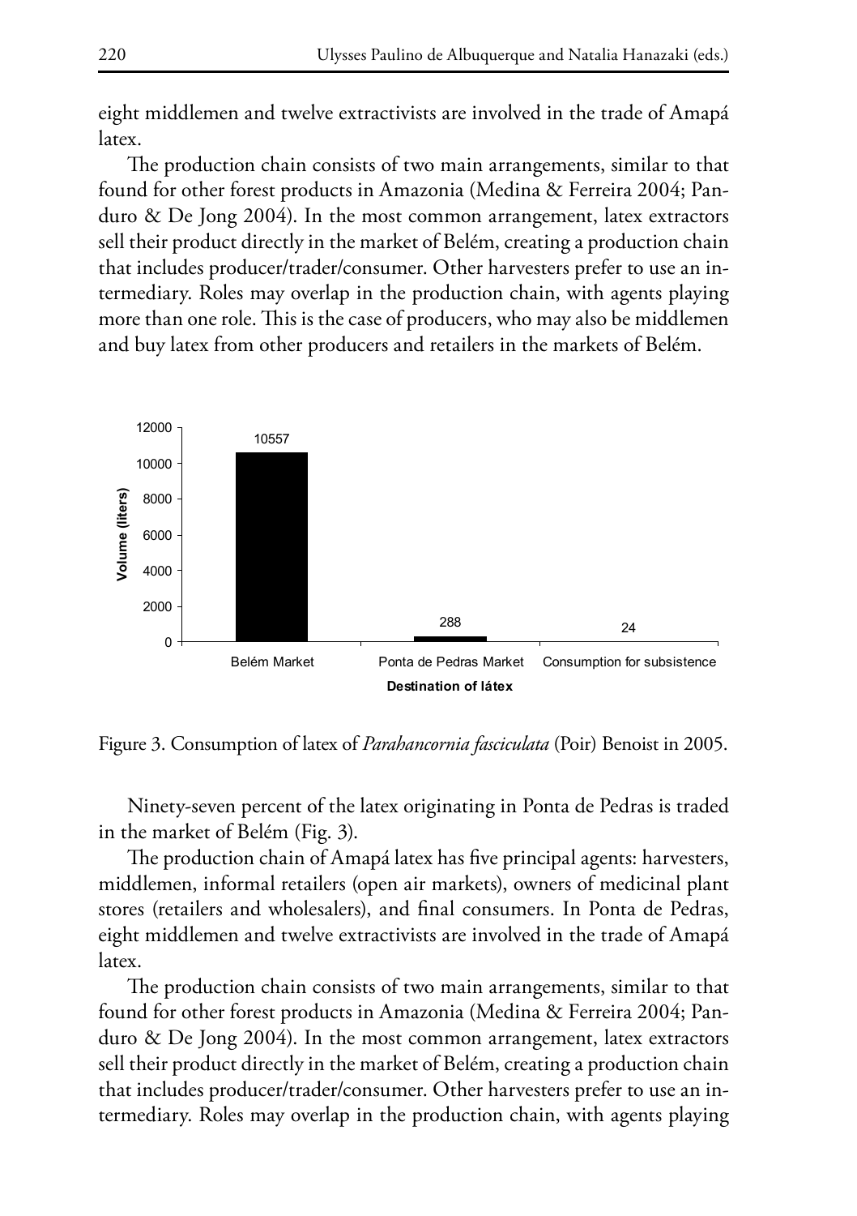eight middlemen and twelve extractivists are involved in the trade of Amapá latex.

The production chain consists of two main arrangements, similar to that found for other forest products in Amazonia (Medina & Ferreira 2004; Panduro & De Jong 2004). In the most common arrangement, latex extractors sell their product directly in the market of Belém, creating a production chain that includes producer/trader/consumer. Other harvesters prefer to use an intermediary. Roles may overlap in the production chain, with agents playing more than one role. This is the case of producers, who may also be middlemen and buy latex from other producers and retailers in the markets of Belém.

| Destination of látex | Volume (liters) |
|---|---|
| Belém Market | 10557 |
| Ponta de Pedras Market | 288 |
| Consumption for subsistence | 24 |

Figure 3. Consumption of latex of *Parahancornia fasciculata* (Poir) Benoist in 2005.

Ninety-seven percent of the latex originating in Ponta de Pedras is traded in the market of Belém (Fig. 3).

The production chain of Amapá latex has five principal agents: harvesters, middlemen, informal retailers (open air markets), owners of medicinal plant stores (retailers and wholesalers), and final consumers. In Ponta de Pedras, eight middlemen and twelve extractivists are involved in the trade of Amapá latex.

The production chain consists of two main arrangements, similar to that found for other forest products in Amazonia (Medina & Ferreira 2004; Panduro & De Jong 2004). In the most common arrangement, latex extractors sell their product directly in the market of Belém, creating a production chain that includes producer/trader/consumer. Other harvesters prefer to use an intermediary. Roles may overlap in the production chain, with agents playing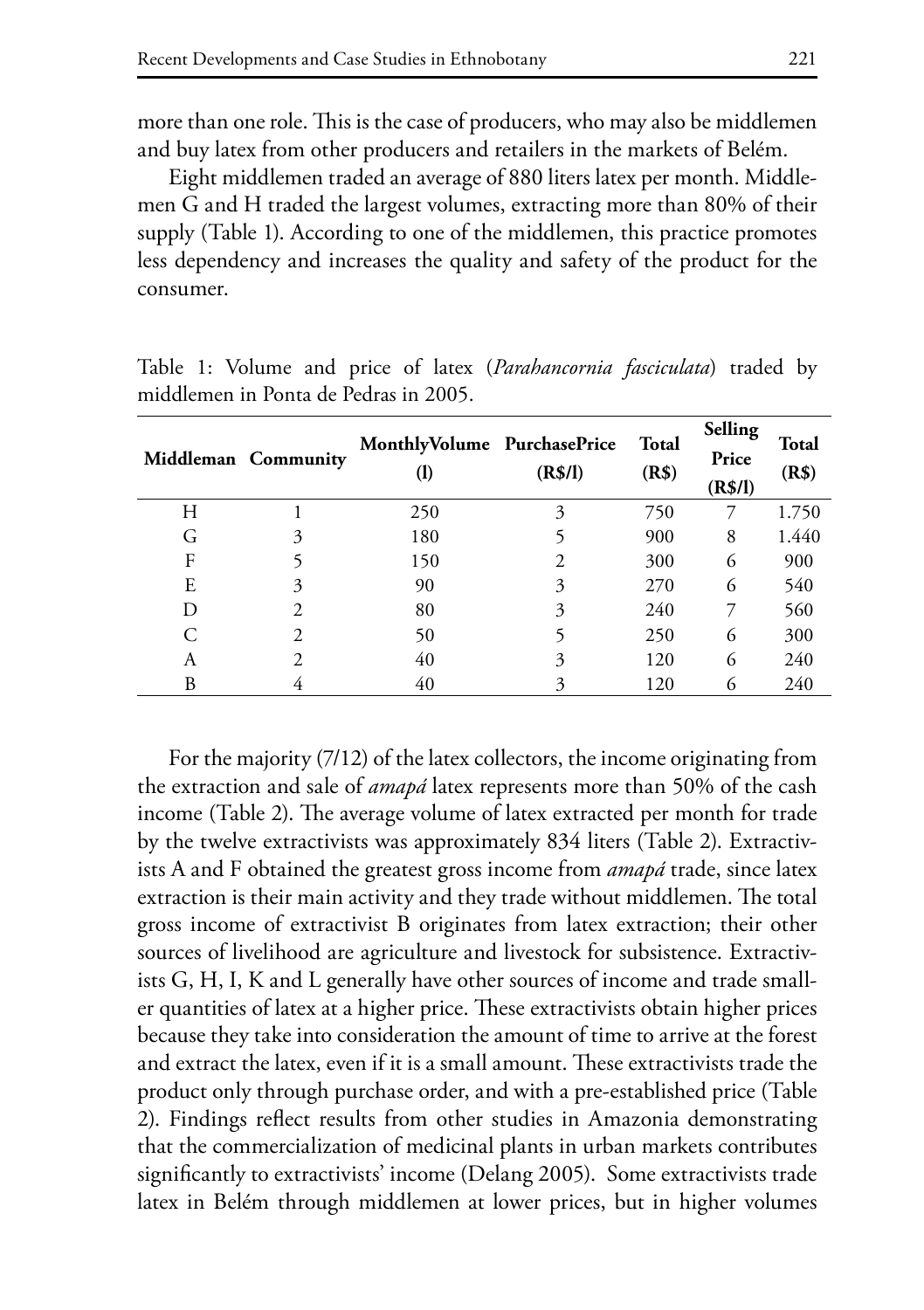more than one role. This is the case of producers, who may also be middlemen and buy latex from other producers and retailers in the markets of Belém.

Eight middlemen traded an average of 880 liters latex per month. Middlemen G and H traded the largest volumes, extracting more than 80% of their supply (Table 1). According to one of the middlemen, this practice promotes less dependency and increases the quality and safety of the product for the consumer.

Table 1: Volume and price of latex (*Parahancornia fasciculata*) traded by middlemen in Ponta de Pedras in 2005.

| Middleman | Community | MonthlyVolume (l) | PurchasePrice (R$/l) | Total (R$) | Selling Price (R$/l) | Total (R$) |
|---|---|---|---|---|---|---|
| H | 1 | 250 | 3 | 750 | 7 | 1.750 |
| G | 3 | 180 | 5 | 900 | 8 | 1.440 |
| F | 5 | 150 | 2 | 300 | 6 | 900 |
| E | 3 | 90 | 3 | 270 | 6 | 540 |
| D | 2 | 80 | 3 | 240 | 7 | 560 |
| C | 2 | 50 | 5 | 250 | 6 | 300 |
| A | 2 | 40 | 3 | 120 | 6 | 240 |
| B | 4 | 40 | 3 | 120 | 6 | 240 |

For the majority (7/12) of the latex collectors, the income originating from the extraction and sale of *amapá* latex represents more than 50% of the cash income (Table 2). The average volume of latex extracted per month for trade by the twelve extractivists was approximately 834 liters (Table 2). Extractivists A and F obtained the greatest gross income from *amapá* trade, since latex extraction is their main activity and they trade without middlemen. The total gross income of extractivist B originates from latex extraction; their other sources of livelihood are agriculture and livestock for subsistence. Extractivists G, H, I, K and L generally have other sources of income and trade smaller quantities of latex at a higher price. These extractivists obtain higher prices because they take into consideration the amount of time to arrive at the forest and extract the latex, even if it is a small amount. These extractivists trade the product only through purchase order, and with a pre-established price (Table 2). Findings reflect results from other studies in Amazonia demonstrating that the commercialization of medicinal plants in urban markets contributes significantly to extractivists' income (Delang 2005). Some extractivists trade latex in Belém through middlemen at lower prices, but in higher volumes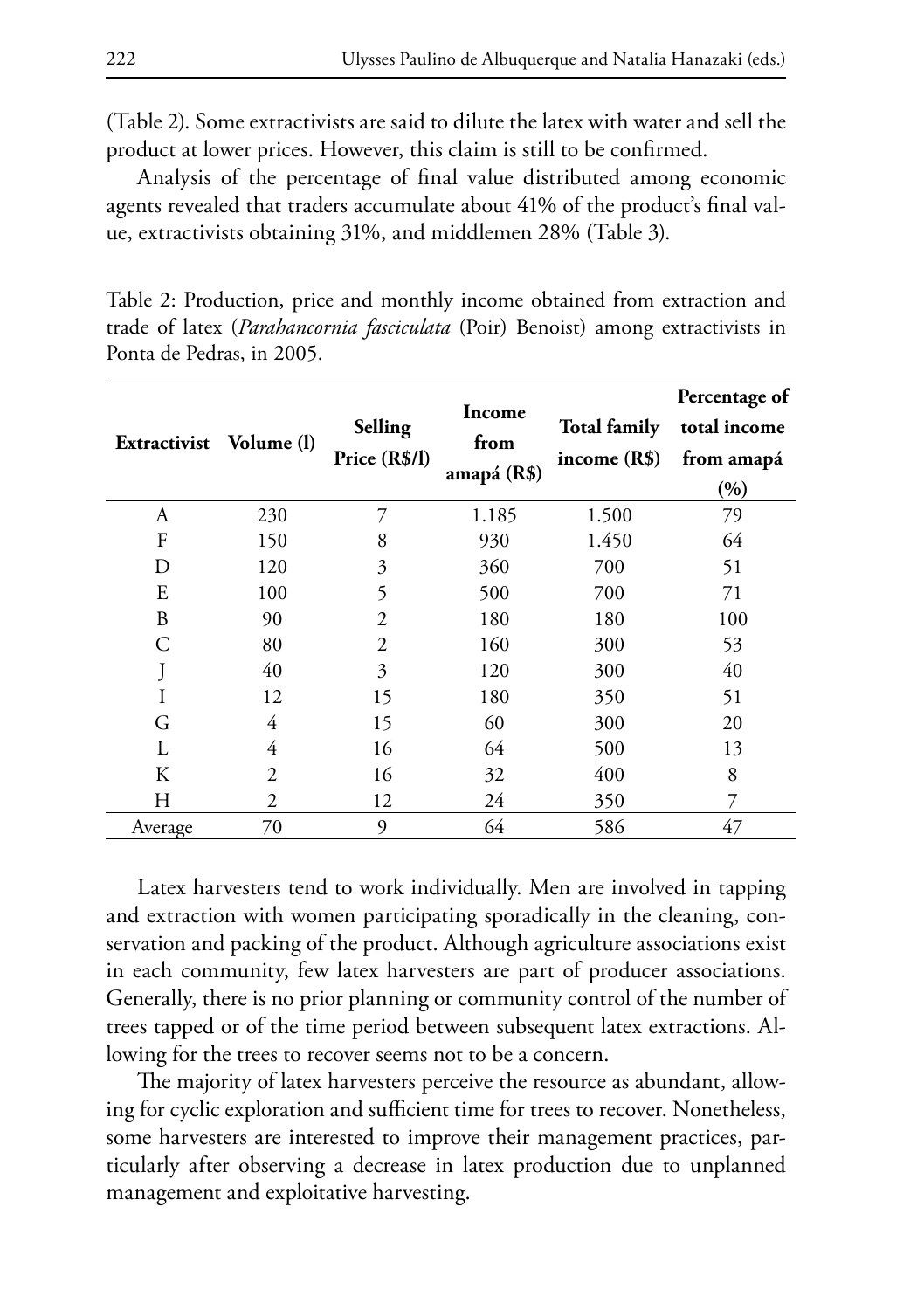(Table 2). Some extractivists are said to dilute the latex with water and sell the product at lower prices. However, this claim is still to be confirmed.

Analysis of the percentage of final value distributed among economic agents revealed that traders accumulate about 41% of the product's final value, extractivists obtaining 31%, and middlemen 28% (Table 3).

Table 2: Production, price and monthly income obtained from extraction and trade of latex (*Parahancornia fasciculata* (Poir) Benoist) among extractivists in Ponta de Pedras, in 2005.

| Extractivist | Volume (l) | Selling Price (R$/l) | Income from amapá (R$) | Total family income (R$) | Percentage of total income from amapá (%) |
|---|---|---|---|---|---|
| A | 230 | 7 | 1.185 | 1.500 | 79 |
| F | 150 | 8 | 930 | 1.450 | 64 |
| D | 120 | 3 | 360 | 700 | 51 |
| E | 100 | 5 | 500 | 700 | 71 |
| B | 90 | 2 | 180 | 180 | 100 |
| C | 80 | 2 | 160 | 300 | 53 |
| J | 40 | 3 | 120 | 300 | 40 |
| I | 12 | 15 | 180 | 350 | 51 |
| G | 4 | 15 | 60 | 300 | 20 |
| L | 4 | 16 | 64 | 500 | 13 |
| K | 2 | 16 | 32 | 400 | 8 |
| H | 2 | 12 | 24 | 350 | 7 |
| Average | 70 | 9 | 64 | 586 | 47 |

Latex harvesters tend to work individually. Men are involved in tapping and extraction with women participating sporadically in the cleaning, conservation and packing of the product. Although agriculture associations exist in each community, few latex harvesters are part of producer associations. Generally, there is no prior planning or community control of the number of trees tapped or of the time period between subsequent latex extractions. Allowing for the trees to recover seems not to be a concern.

The majority of latex harvesters perceive the resource as abundant, allowing for cyclic exploration and sufficient time for trees to recover. Nonetheless, some harvesters are interested to improve their management practices, particularly after observing a decrease in latex production due to unplanned management and exploitative harvesting.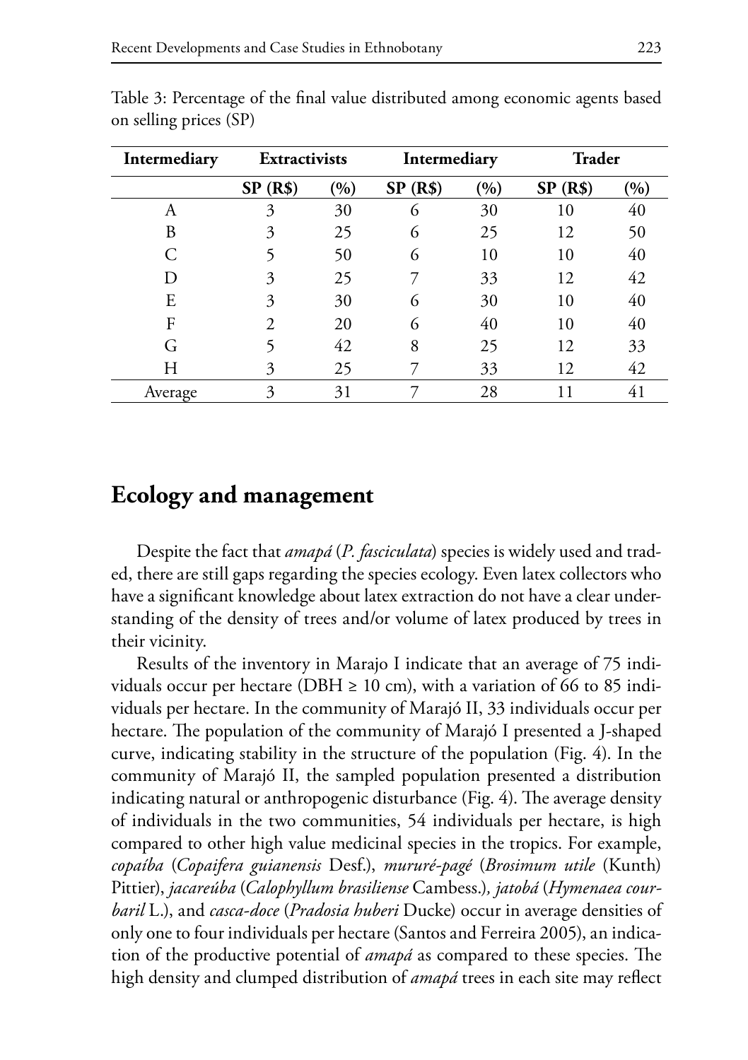Table 3: Percentage of the final value distributed among economic agents based on selling prices (SP)

| Intermediary | Extractivists | | Intermediary | | Trader | |
|---|---|---|---|---|---|---|
| | **SP (R$)** | **(%)** | **SP (R$)** | **(%)** | **SP (R$)** | **(%)** |
| A | 3 | 30 | 6 | 30 | 10 | 40 |
| B | 3 | 25 | 6 | 25 | 12 | 50 |
| C | 5 | 50 | 6 | 10 | 10 | 40 |
| D | 3 | 25 | 7 | 33 | 12 | 42 |
| E | 3 | 30 | 6 | 30 | 10 | 40 |
| F | 2 | 20 | 6 | 40 | 10 | 40 |
| G | 5 | 42 | 8 | 25 | 12 | 33 |
| H | 3 | 25 | 7 | 33 | 12 | 42 |
| Average | 3 | 31 | 7 | 28 | 11 | 41 |

## Ecology and management

Despite the fact that *amapá* (*P. fasciculata*) species is widely used and traded, there are still gaps regarding the species ecology. Even latex collectors who have a significant knowledge about latex extraction do not have a clear understanding of the density of trees and/or volume of latex produced by trees in their vicinity.

Results of the inventory in Marajo I indicate that an average of 75 individuals occur per hectare (DBH ≥ 10 cm), with a variation of 66 to 85 individuals per hectare. In the community of Marajó II, 33 individuals occur per hectare. The population of the community of Marajó I presented a J-shaped curve, indicating stability in the structure of the population (Fig. 4). In the community of Marajó II, the sampled population presented a distribution indicating natural or anthropogenic disturbance (Fig. 4). The average density of individuals in the two communities, 54 individuals per hectare, is high compared to other high value medicinal species in the tropics. For example, *copaíba* (*Copaifera guianensis* Desf.), *mururé-pagé* (*Brosimum utile* (Kunth) Pittier), *jacareúba* (*Calophyllum brasiliense* Cambess.), *jatobá* (*Hymenaea courbaril* L.), and *casca-doce* (*Pradosia huberi* Ducke) occur in average densities of only one to four individuals per hectare (Santos and Ferreira 2005), an indication of the productive potential of *amapá* as compared to these species. The high density and clumped distribution of *amapá* trees in each site may reflect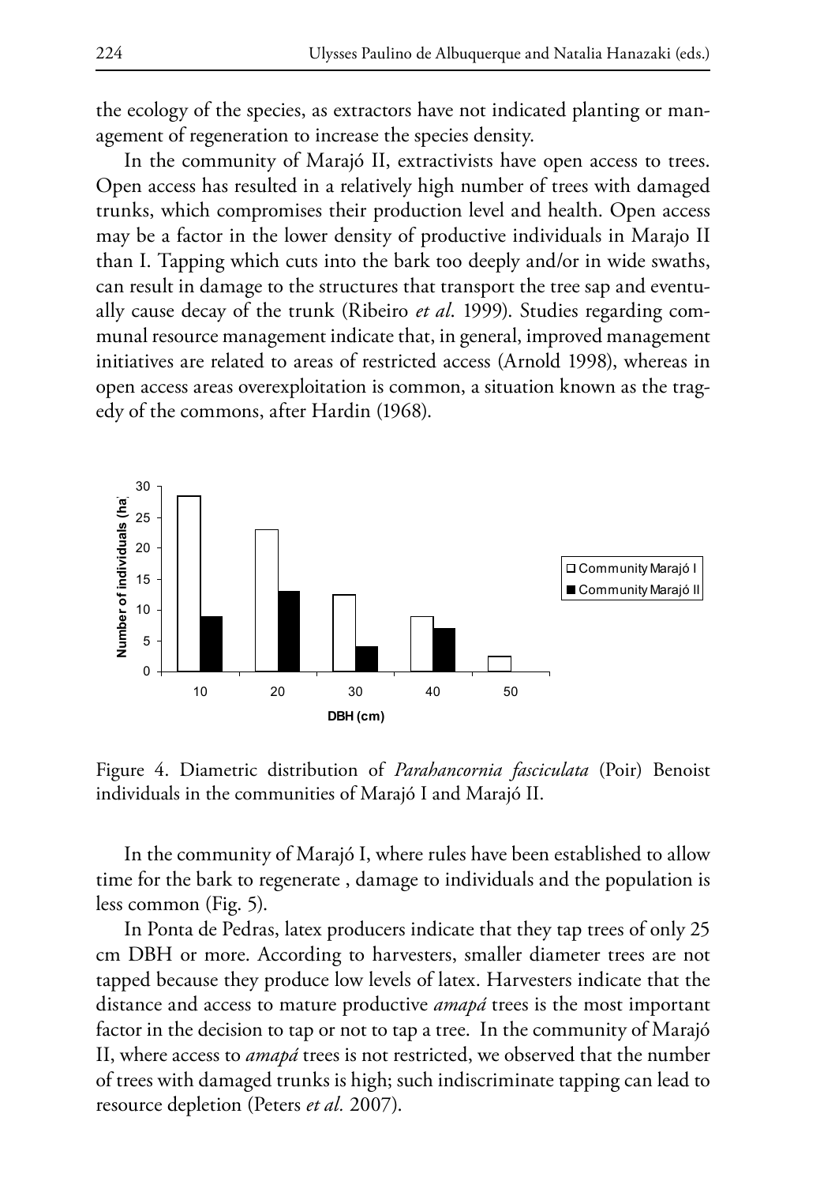the ecology of the species, as extractors have not indicated planting or management of regeneration to increase the species density.

In the community of Marajó II, extractivists have open access to trees. Open access has resulted in a relatively high number of trees with damaged trunks, which compromises their production level and health. Open access may be a factor in the lower density of productive individuals in Marajo II than I. Tapping which cuts into the bark too deeply and/or in wide swaths, can result in damage to the structures that transport the tree sap and eventually cause decay of the trunk (Ribeiro *et al.* 1999). Studies regarding communal resource management indicate that, in general, improved management initiatives are related to areas of restricted access (Arnold 1998), whereas in open access areas overexploitation is common, a situation known as the tragedy of the commons, after Hardin (1968).

Figure 4. Diametric distribution of *Parahancornia fasciculata* (Poir) Benoist individuals in the communities of Marajó I and Marajó II.

In the community of Marajó I, where rules have been established to allow time for the bark to regenerate , damage to individuals and the population is less common (Fig. 5).

In Ponta de Pedras, latex producers indicate that they tap trees of only 25 cm DBH or more. According to harvesters, smaller diameter trees are not tapped because they produce low levels of latex. Harvesters indicate that the distance and access to mature productive *amapá* trees is the most important factor in the decision to tap or not to tap a tree. In the community of Marajó II, where access to *amapá* trees is not restricted, we observed that the number of trees with damaged trunks is high; such indiscriminate tapping can lead to resource depletion (Peters *et al.* 2007).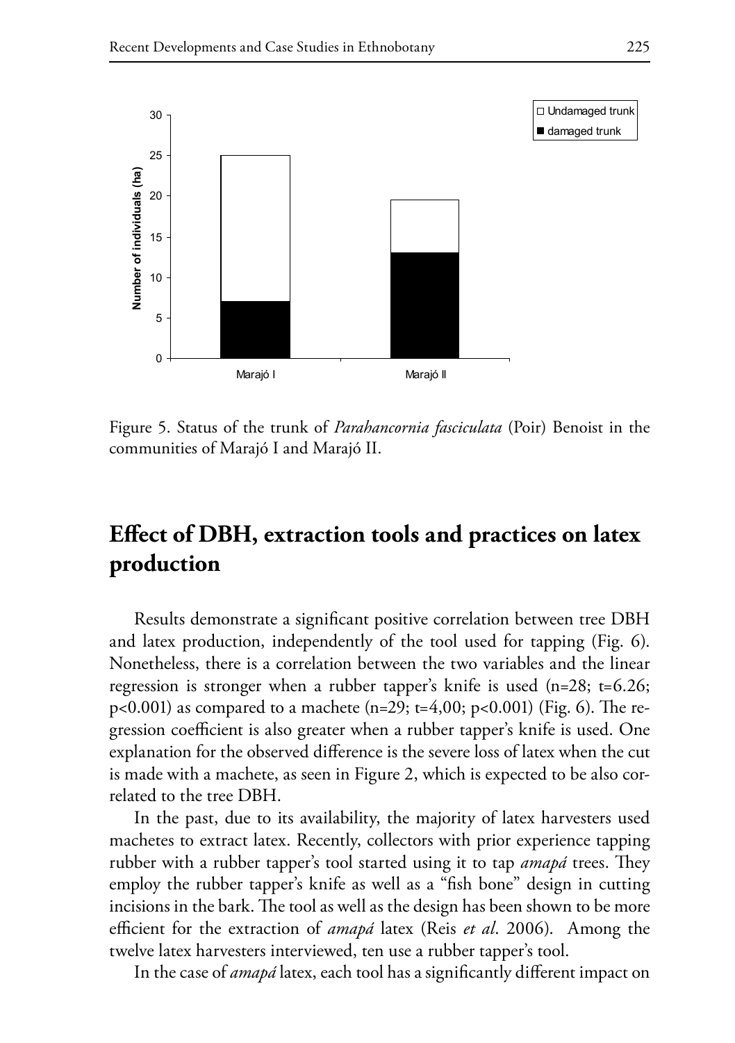Figure 5. Status of the trunk of *Parahancornia fasciculata* (Poir) Benoist in the communities of Marajó I and Marajó II.

## Effect of DBH, extraction tools and practices on latex production

Results demonstrate a significant positive correlation between tree DBH and latex production, independently of the tool used for tapping (Fig. 6). Nonetheless, there is a correlation between the two variables and the linear regression is stronger when a rubber tapper's knife is used ($n=28$; $t=6.26$; $p<0.001$) as compared to a machete ($n=29$; $t=4{,}00$; $p<0.001$) (Fig. 6). The regression coefficient is also greater when a rubber tapper's knife is used. One explanation for the observed difference is the severe loss of latex when the cut is made with a machete, as seen in Figure 2, which is expected to be also correlated to the tree DBH.

In the past, due to its availability, the majority of latex harvesters used machetes to extract latex. Recently, collectors with prior experience tapping rubber with a rubber tapper's tool started using it to tap *amapá* trees. They employ the rubber tapper's knife as well as a "fish bone" design in cutting incisions in the bark. The tool as well as the design has been shown to be more efficient for the extraction of *amapá* latex (Reis *et al*. 2006). Among the twelve latex harvesters interviewed, ten use a rubber tapper's tool.

In the case of *amapá* latex, each tool has a significantly different impact on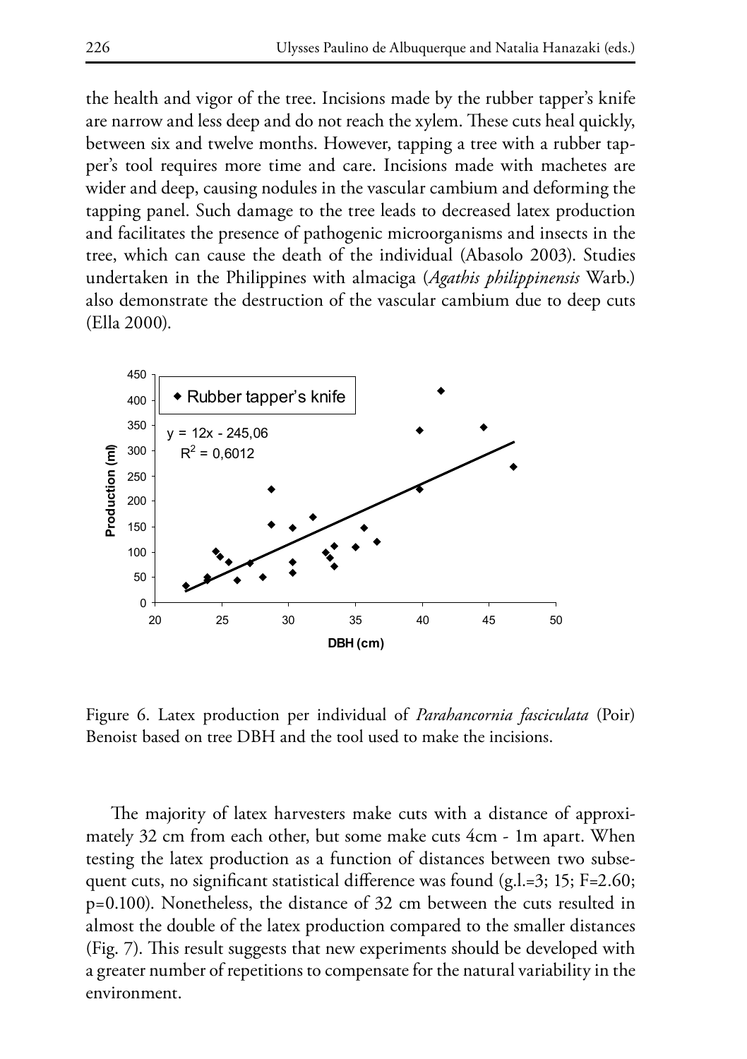the health and vigor of the tree. Incisions made by the rubber tapper's knife are narrow and less deep and do not reach the xylem. These cuts heal quickly, between six and twelve months. However, tapping a tree with a rubber tapper's tool requires more time and care. Incisions made with machetes are wider and deep, causing nodules in the vascular cambium and deforming the tapping panel. Such damage to the tree leads to decreased latex production and facilitates the presence of pathogenic microorganisms and insects in the tree, which can cause the death of the individual (Abasolo 2003). Studies undertaken in the Philippines with almaciga (*Agathis philippinensis* Warb.) also demonstrate the destruction of the vascular cambium due to deep cuts (Ella 2000).

Figure 6. Latex production per individual of *Parahancornia fasciculata* (Poir) Benoist based on tree DBH and the tool used to make the incisions.

The majority of latex harvesters make cuts with a distance of approximately 32 cm from each other, but some make cuts 4cm - 1m apart. When testing the latex production as a function of distances between two subsequent cuts, no significant statistical difference was found (g.l.=3; 15; F=2.60; p=0.100). Nonetheless, the distance of 32 cm between the cuts resulted in almost the double of the latex production compared to the smaller distances (Fig. 7). This result suggests that new experiments should be developed with a greater number of repetitions to compensate for the natural variability in the environment.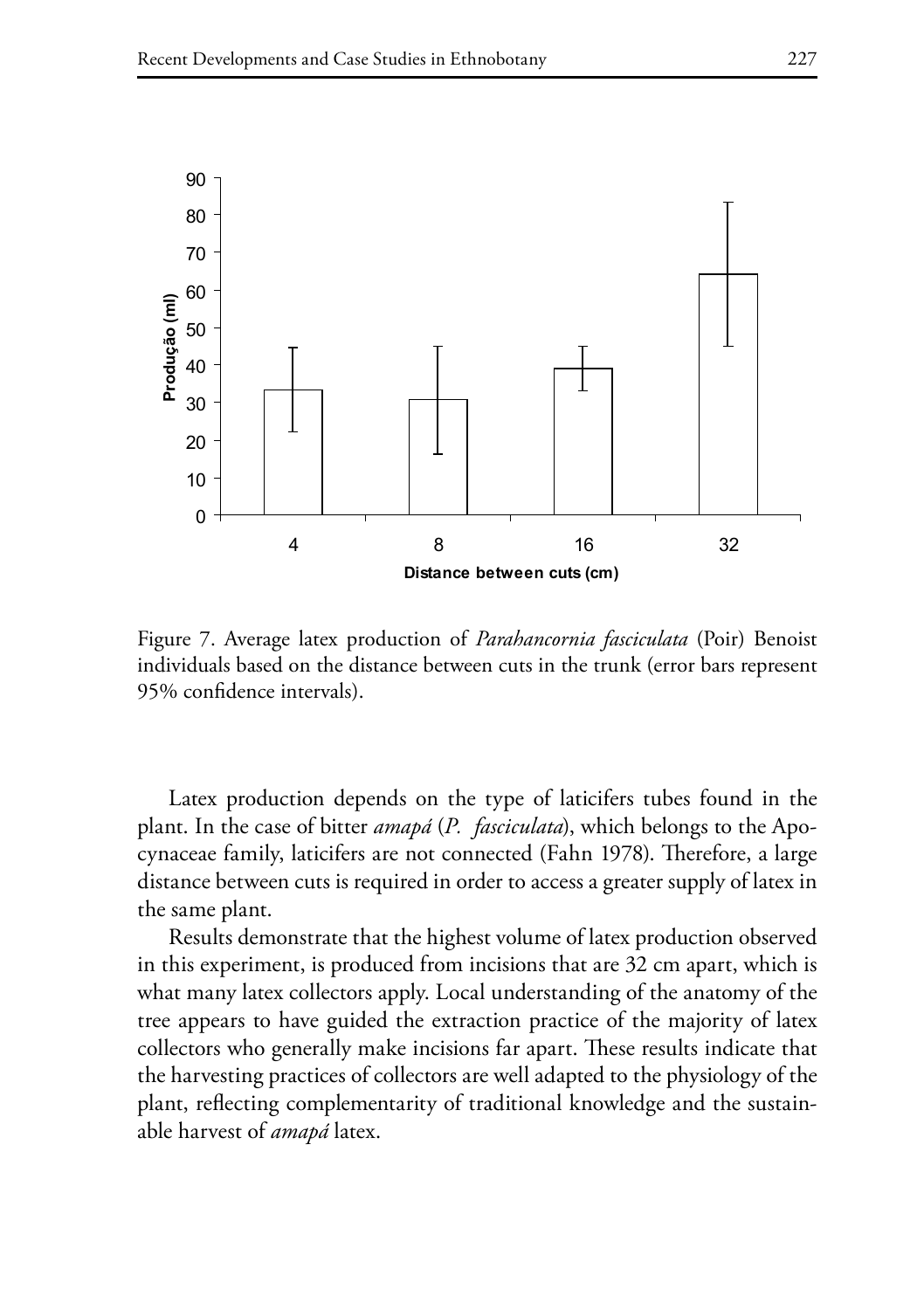Figure 7. Average latex production of *Parahancornia fasciculata* (Poir) Benoist individuals based on the distance between cuts in the trunk (error bars represent 95% confidence intervals).

Latex production depends on the type of laticifers tubes found in the plant. In the case of bitter *amapá* (*P. fasciculata*), which belongs to the Apocynaceae family, laticifers are not connected (Fahn 1978). Therefore, a large distance between cuts is required in order to access a greater supply of latex in the same plant.

Results demonstrate that the highest volume of latex production observed in this experiment, is produced from incisions that are 32 cm apart, which is what many latex collectors apply. Local understanding of the anatomy of the tree appears to have guided the extraction practice of the majority of latex collectors who generally make incisions far apart. These results indicate that the harvesting practices of collectors are well adapted to the physiology of the plant, reflecting complementarity of traditional knowledge and the sustainable harvest of *amapá* latex.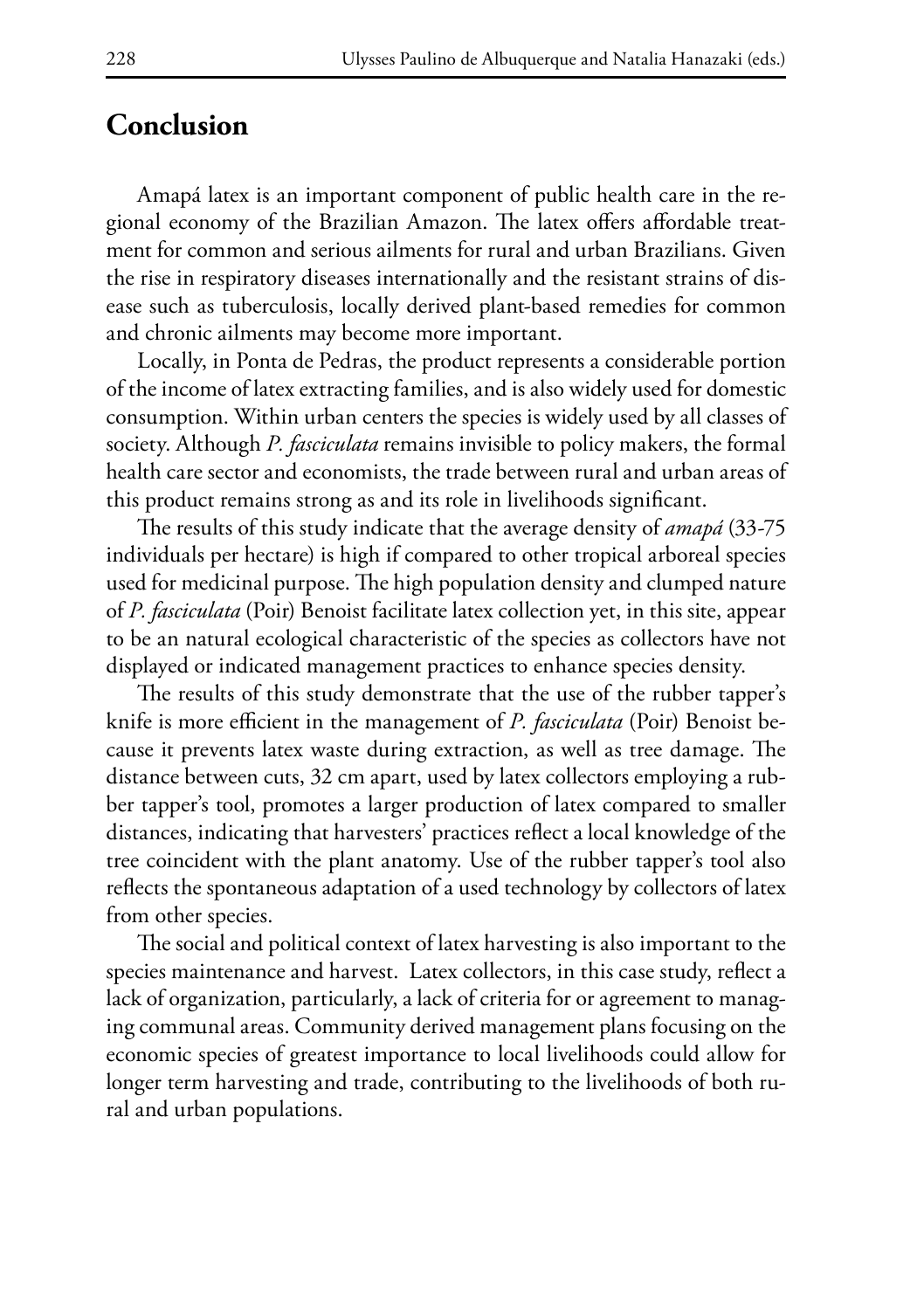## Conclusion

Amapá latex is an important component of public health care in the regional economy of the Brazilian Amazon. The latex offers affordable treatment for common and serious ailments for rural and urban Brazilians. Given the rise in respiratory diseases internationally and the resistant strains of disease such as tuberculosis, locally derived plant-based remedies for common and chronic ailments may become more important.

Locally, in Ponta de Pedras, the product represents a considerable portion of the income of latex extracting families, and is also widely used for domestic consumption. Within urban centers the species is widely used by all classes of society. Although *P. fasciculata* remains invisible to policy makers, the formal health care sector and economists, the trade between rural and urban areas of this product remains strong as and its role in livelihoods significant.

The results of this study indicate that the average density of *amapá* (33-75 individuals per hectare) is high if compared to other tropical arboreal species used for medicinal purpose. The high population density and clumped nature of *P. fasciculata* (Poir) Benoist facilitate latex collection yet, in this site, appear to be an natural ecological characteristic of the species as collectors have not displayed or indicated management practices to enhance species density.

The results of this study demonstrate that the use of the rubber tapper's knife is more efficient in the management of *P. fasciculata* (Poir) Benoist because it prevents latex waste during extraction, as well as tree damage. The distance between cuts, 32 cm apart, used by latex collectors employing a rubber tapper's tool, promotes a larger production of latex compared to smaller distances, indicating that harvesters' practices reflect a local knowledge of the tree coincident with the plant anatomy. Use of the rubber tapper's tool also reflects the spontaneous adaptation of a used technology by collectors of latex from other species.

The social and political context of latex harvesting is also important to the species maintenance and harvest. Latex collectors, in this case study, reflect a lack of organization, particularly, a lack of criteria for or agreement to managing communal areas. Community derived management plans focusing on the economic species of greatest importance to local livelihoods could allow for longer term harvesting and trade, contributing to the livelihoods of both rural and urban populations.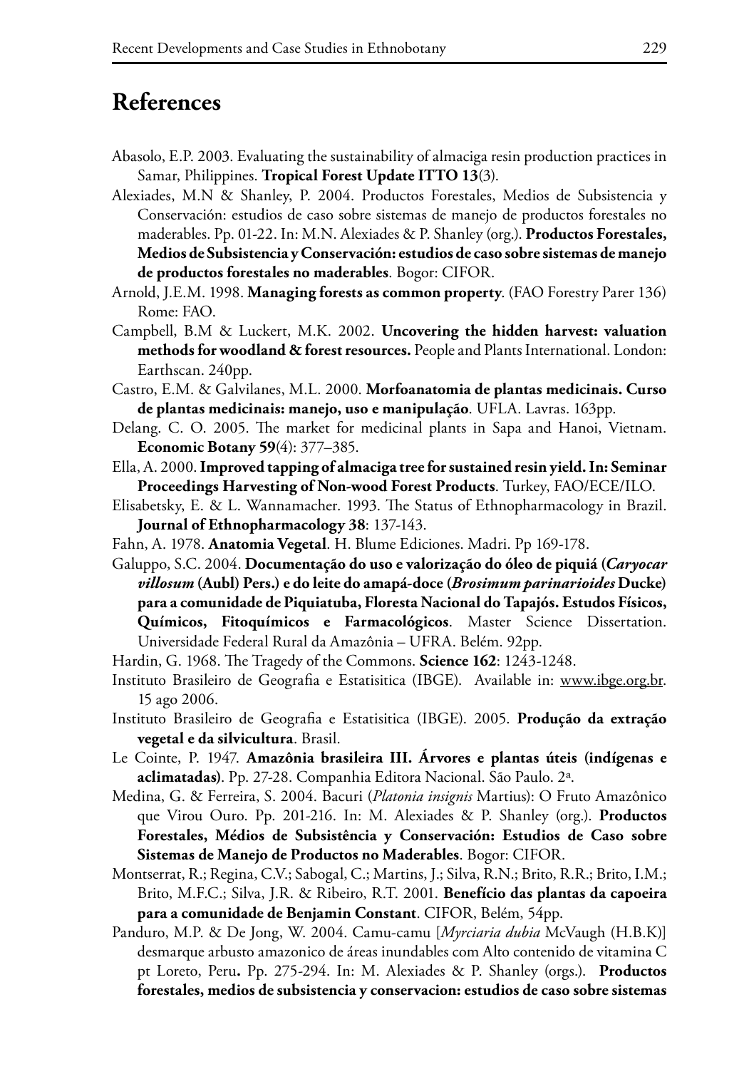## References

Abasolo, E.P. 2003. Evaluating the sustainability of almaciga resin production practices in Samar, Philippines. **Tropical Forest Update ITTO 13**(3).

Alexiades, M.N & Shanley, P. 2004. Productos Forestales, Medios de Subsistencia y Conservación: estudios de caso sobre sistemas de manejo de productos forestales no maderables. Pp. 01-22. In: M.N. Alexiades & P. Shanley (org.). **Productos Forestales, Medios de Subsistencia y Conservación: estudios de caso sobre sistemas de manejo de productos forestales no maderables**. Bogor: CIFOR.

Arnold, J.E.M. 1998. **Managing forests as common property**. (FAO Forestry Parer 136) Rome: FAO.

Campbell, B.M & Luckert, M.K. 2002. **Uncovering the hidden harvest: valuation methods for woodland & forest resources.** People and Plants International. London: Earthscan. 240pp.

Castro, E.M. & Galvilanes, M.L. 2000. **Morfoanatomia de plantas medicinais. Curso de plantas medicinais: manejo, uso e manipulação**. UFLA. Lavras. 163pp.

Delang. C. O. 2005. The market for medicinal plants in Sapa and Hanoi, Vietnam. **Economic Botany 59**(4): 377–385.

Ella, A. 2000. **Improved tapping of almaciga tree for sustained resin yield. In: Seminar Proceedings Harvesting of Non-wood Forest Products**. Turkey, FAO/ECE/ILO.

Elisabetsky, E. & L. Wannamacher. 1993. The Status of Ethnopharmacology in Brazil. **Journal of Ethnopharmacology 38**: 137-143.

Fahn, A. 1978. **Anatomia Vegetal**. H. Blume Ediciones. Madri. Pp 169-178.

Galuppo, S.C. 2004. **Documentação do uso e valorização do óleo de piquiá (*Caryocar villosum* (Aubl) Pers.) e do leite do amapá-doce (*Brosimum parinarioides* Ducke) para a comunidade de Piquiatuba, Floresta Nacional do Tapajós. Estudos Físicos, Químicos, Fitoquímicos e Farmacológicos**. Master Science Dissertation. Universidade Federal Rural da Amazônia – UFRA. Belém. 92pp.

Hardin, G. 1968. The Tragedy of the Commons. **Science 162**: 1243-1248.

Instituto Brasileiro de Geografia e Estatisitica (IBGE). Available in: www.ibge.org.br. 15 ago 2006.

Instituto Brasileiro de Geografia e Estatisitica (IBGE). 2005. **Produção da extração vegetal e da silvicultura**. Brasil.

Le Cointe, P. 1947. **Amazônia brasileira III. Árvores e plantas úteis (indígenas e aclimatadas)**. Pp. 27-28. Companhia Editora Nacional. São Paulo. 2ª.

Medina, G. & Ferreira, S. 2004. Bacuri (*Platonia insignis* Martius): O Fruto Amazônico que Virou Ouro. Pp. 201-216. In: M. Alexiades & P. Shanley (org.). **Productos Forestales, Médios de Subsistência y Conservación: Estudios de Caso sobre Sistemas de Manejo de Productos no Maderables**. Bogor: CIFOR.

Montserrat, R.; Regina, C.V.; Sabogal, C.; Martins, J.; Silva, R.N.; Brito, R.R.; Brito, I.M.; Brito, M.F.C.; Silva, J.R. & Ribeiro, R.T. 2001. **Benefício das plantas da capoeira para a comunidade de Benjamin Constant**. CIFOR, Belém, 54pp.

Panduro, M.P. & De Jong, W. 2004. Camu-camu [*Myrciaria dubia* McVaugh (H.B.K)] desmarque arbusto amazonico de áreas inundables com Alto contenido de vitamina C pt Loreto, Peru**.** Pp. 275-294. In: M. Alexiades & P. Shanley (orgs.). **Productos forestales, medios de subsistencia y conservacion: estudios de caso sobre sistemas**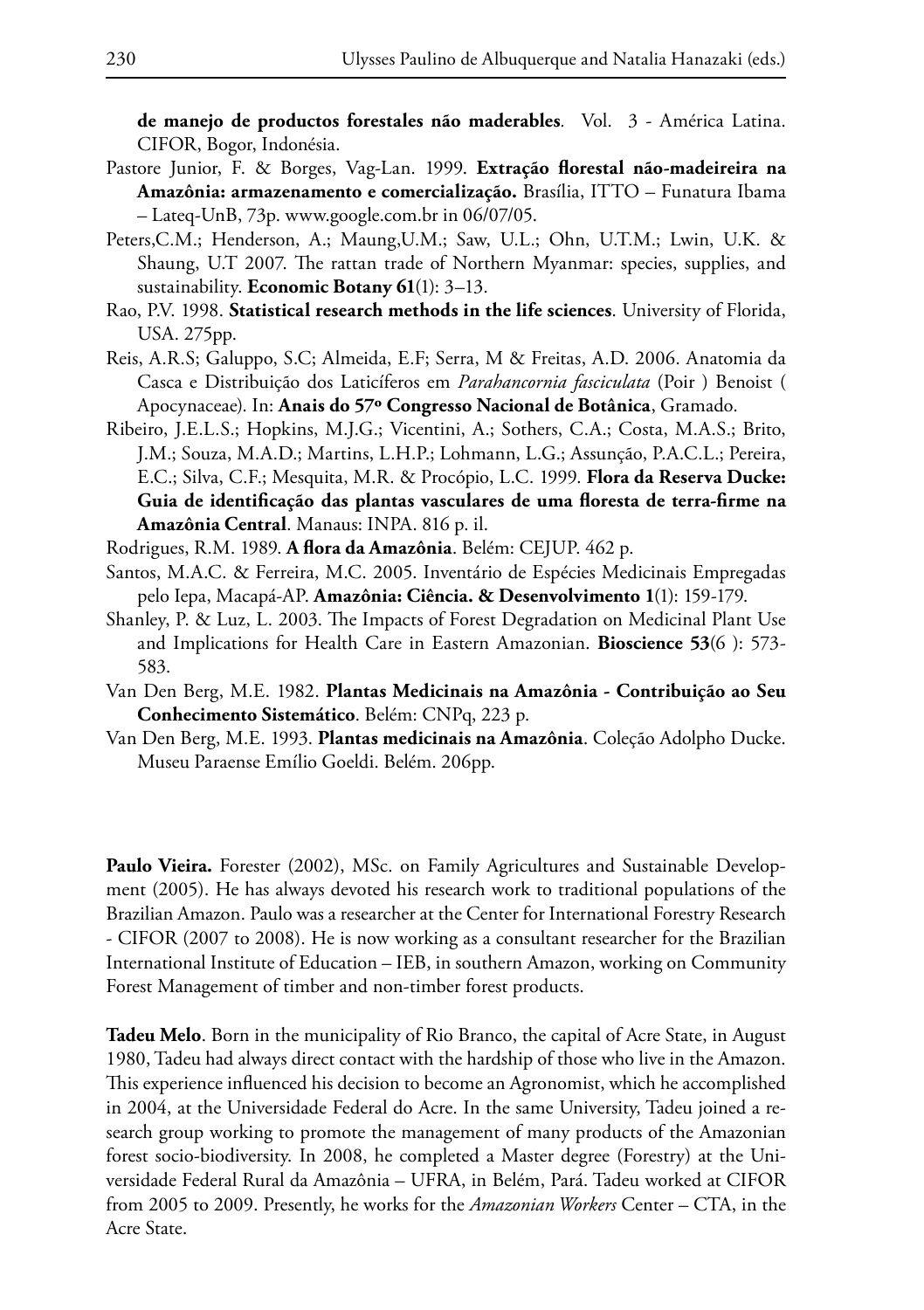**de manejo de productos forestales não maderables**. Vol. 3 - América Latina. CIFOR, Bogor, Indonésia.

Pastore Junior, F. & Borges, Vag-Lan. 1999. **Extração florestal não-madeireira na Amazônia: armazenamento e comercialização.** Brasília, ITTO – Funatura Ibama – Lateq-UnB, 73p. www.google.com.br in 06/07/05.

Peters,C.M.; Henderson, A.; Maung,U.M.; Saw, U.L.; Ohn, U.T.M.; Lwin, U.K. & Shaung, U.T 2007. The rattan trade of Northern Myanmar: species, supplies, and sustainability. **Economic Botany 61**(1): 3–13.

Rao, P.V. 1998. **Statistical research methods in the life sciences**. University of Florida, USA. 275pp.

Reis, A.R.S; Galuppo, S.C; Almeida, E.F; Serra, M & Freitas, A.D. 2006. Anatomia da Casca e Distribuição dos Laticíferos em *Parahancornia fasciculata* (Poir ) Benoist ( Apocynaceae). In: **Anais do 57º Congresso Nacional de Botânica**, Gramado.

Ribeiro, J.E.L.S.; Hopkins, M.J.G.; Vicentini, A.; Sothers, C.A.; Costa, M.A.S.; Brito, J.M.; Souza, M.A.D.; Martins, L.H.P.; Lohmann, L.G.; Assunção, P.A.C.L.; Pereira, E.C.; Silva, C.F.; Mesquita, M.R. & Procópio, L.C. 1999. **Flora da Reserva Ducke: Guia de identificação das plantas vasculares de uma floresta de terra-firme na Amazônia Central**. Manaus: INPA. 816 p. il.

Rodrigues, R.M. 1989. **A flora da Amazônia**. Belém: CEJUP. 462 p.

Santos, M.A.C. & Ferreira, M.C. 2005. Inventário de Espécies Medicinais Empregadas pelo Iepa, Macapá-AP. **Amazônia: Ciência. & Desenvolvimento 1**(1): 159-179.

Shanley, P. & Luz, L. 2003. The Impacts of Forest Degradation on Medicinal Plant Use and Implications for Health Care in Eastern Amazonian. **Bioscience 53**(6 ): 573-583.

Van Den Berg, M.E. 1982. **Plantas Medicinais na Amazônia - Contribuição ao Seu Conhecimento Sistemático**. Belém: CNPq, 223 p.

Van Den Berg, M.E. 1993. **Plantas medicinais na Amazônia**. Coleção Adolpho Ducke. Museu Paraense Emílio Goeldi. Belém. 206pp.

**Paulo Vieira.** Forester (2002), MSc. on Family Agricultures and Sustainable Development (2005). He has always devoted his research work to traditional populations of the Brazilian Amazon. Paulo was a researcher at the Center for International Forestry Research - CIFOR (2007 to 2008). He is now working as a consultant researcher for the Brazilian International Institute of Education – IEB, in southern Amazon, working on Community Forest Management of timber and non-timber forest products.

**Tadeu Melo**. Born in the municipality of Rio Branco, the capital of Acre State, in August 1980, Tadeu had always direct contact with the hardship of those who live in the Amazon. This experience influenced his decision to become an Agronomist, which he accomplished in 2004, at the Universidade Federal do Acre. In the same University, Tadeu joined a research group working to promote the management of many products of the Amazonian forest socio-biodiversity. In 2008, he completed a Master degree (Forestry) at the Universidade Federal Rural da Amazônia – UFRA, in Belém, Pará. Tadeu worked at CIFOR from 2005 to 2009. Presently, he works for the *Amazonian Workers* Center – CTA, in the Acre State.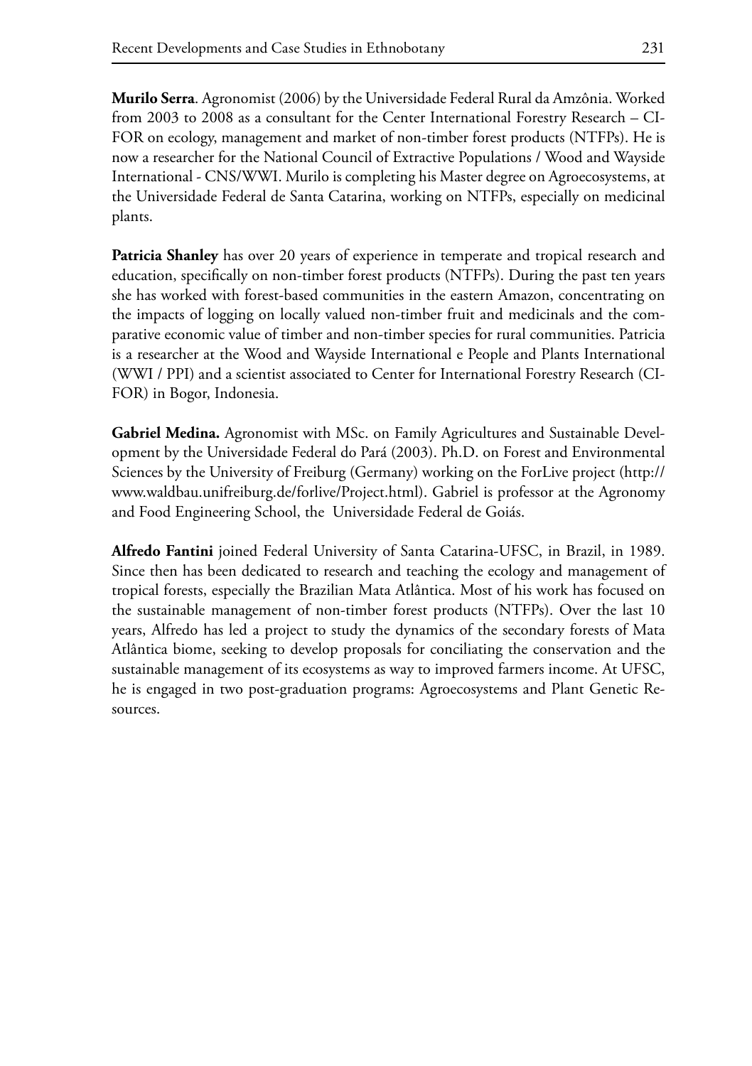**Murilo Serra**. Agronomist (2006) by the Universidade Federal Rural da Amzônia. Worked from 2003 to 2008 as a consultant for the Center International Forestry Research – CIFOR on ecology, management and market of non-timber forest products (NTFPs). He is now a researcher for the National Council of Extractive Populations / Wood and Wayside International - CNS/WWI. Murilo is completing his Master degree on Agroecosystems, at the Universidade Federal de Santa Catarina, working on NTFPs, especially on medicinal plants.

**Patricia Shanley** has over 20 years of experience in temperate and tropical research and education, specifically on non-timber forest products (NTFPs). During the past ten years she has worked with forest-based communities in the eastern Amazon, concentrating on the impacts of logging on locally valued non-timber fruit and medicinals and the comparative economic value of timber and non-timber species for rural communities. Patricia is a researcher at the Wood and Wayside International e People and Plants International (WWI / PPI) and a scientist associated to Center for International Forestry Research (CIFOR) in Bogor, Indonesia.

**Gabriel Medina.** Agronomist with MSc. on Family Agricultures and Sustainable Development by the Universidade Federal do Pará (2003). Ph.D. on Forest and Environmental Sciences by the University of Freiburg (Germany) working on the ForLive project (http://www.waldbau.unifreiburg.de/forlive/Project.html). Gabriel is professor at the Agronomy and Food Engineering School, the Universidade Federal de Goiás.

**Alfredo Fantini** joined Federal University of Santa Catarina-UFSC, in Brazil, in 1989. Since then has been dedicated to research and teaching the ecology and management of tropical forests, especially the Brazilian Mata Atlântica. Most of his work has focused on the sustainable management of non-timber forest products (NTFPs). Over the last 10 years, Alfredo has led a project to study the dynamics of the secondary forests of Mata Atlântica biome, seeking to develop proposals for conciliating the conservation and the sustainable management of its ecosystems as way to improved farmers income. At UFSC, he is engaged in two post-graduation programs: Agroecosystems and Plant Genetic Resources.